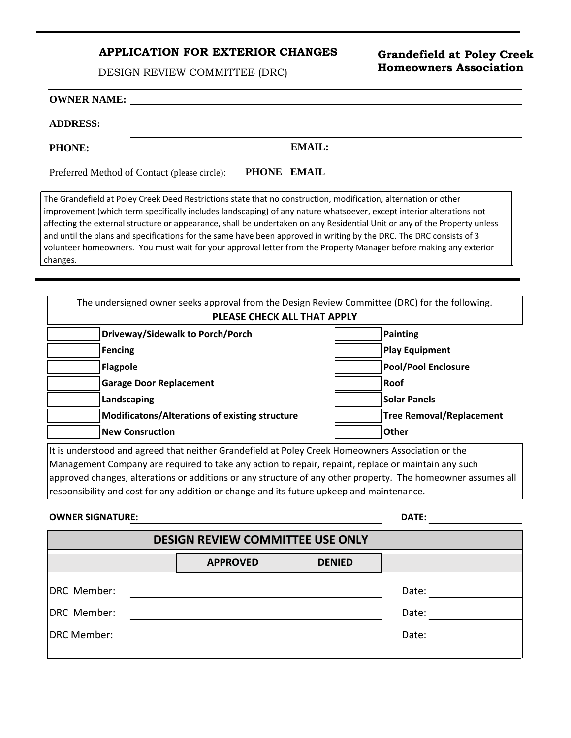## APPLICATION FOR EXTERIOR CHANGES

DESIGN REVIEW COMMITTEE (DRC)

**Grandefield at Poley Creek Homeowners Association**

**OWNER NAME:** ______________________________

**ADDRESS:** ______________________________

**PHONE:** ______________________ **EMAIL:** ______________________

Preferred Method of Contact (please circle): **PHONE EMAIL**

The Grandefield at Poley Creek Deed Restrictions state that no construction, modification, alternation or other improvement (which term specifically includes landscaping) of any nature whatsoever, except interior alterations not affecting the external structure or appearance, shall be undertaken on any Residential Unit or any of the Property unless and until the plans and specifications for the same have been approved in writing by the DRC. The DRC consists of 3 volunteer homeowners. You must wait for your approval letter from the Property Manager before making any exterior changes.

The undersigned owner seeks approval from the Design Review Committee (DRC) for the following.

**PLEASE CHECK ALL THAT APPLY**

| | | | |
|---|---|---|---|
| | **Driveway/Sidewalk to Porch/Porch** | | **Painting** |
| | **Fencing** | | **Play Equipment** |
| | **Flagpole** | | **Pool/Pool Enclosure** |
| | **Garage Door Replacement** | | **Roof** |
| | **Landscaping** | | **Solar Panels** |
| | **Modificatons/Alterations of existing structure** | | **Tree Removal/Replacement** |
| | **New Consruction** | | **Other** |

It is understood and agreed that neither Grandefield at Poley Creek Homeowners Association or the Management Company are required to take any action to repair, repaint, replace or maintain any such approved changes, alterations or additions or any structure of any other property. The homeowner assumes all responsibility and cost for any addition or change and its future upkeep and maintenance.

**OWNER SIGNATURE:** ______________________ **DATE:** ____________

**DESIGN REVIEW COMMITTEE USE ONLY**

| | **APPROVED** | **DENIED** | |
|---|---|---|---|

DRC Member: ______________________ Date: ____________

DRC Member: ______________________ Date: ____________

DRC Member: ______________________ Date: ____________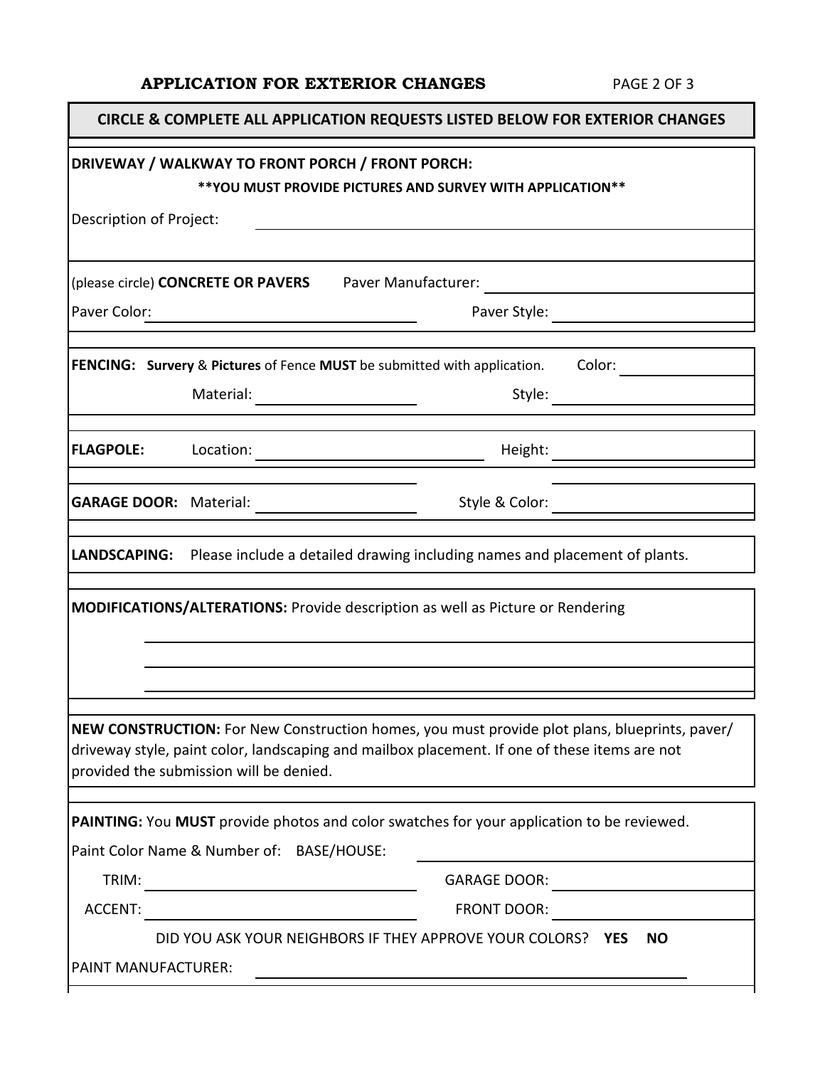## APPLICATION FOR EXTERIOR CHANGES

**CIRCLE & COMPLETE ALL APPLICATION REQUESTS LISTED BELOW FOR EXTERIOR CHANGES**

**DRIVEWAY / WALKWAY TO FRONT PORCH / FRONT PORCH:**

**\*\*YOU MUST PROVIDE PICTURES AND SURVEY WITH APPLICATION\*\***

Description of Project: ____________________________________________

____________________________________________

(please circle) **CONCRETE OR PAVERS** Paver Manufacturer: ____________________

Paver Color: ____________________ Paver Style: ____________________

**FENCING:** **Survery** & **Pictures** of Fence **MUST** be submitted with application. Color: ____________________

Material: ____________________ Style: ____________________

**FLAGPOLE:** Location: ____________________ Height: ____________________

**GARAGE DOOR:** Material: ____________________ Style & Color: ____________________

**LANDSCAPING:** Please include a detailed drawing including names and placement of plants.

**MODIFICATIONS/ALTERATIONS:** Provide description as well as Picture or Rendering

____________________________________________

____________________________________________

____________________________________________

**NEW CONSTRUCTION:** For New Construction homes, you must provide plot plans, blueprints, paver/ driveway style, paint color, landscaping and mailbox placement. If one of these items are not provided the submission will be denied.

**PAINTING:** You **MUST** provide photos and color swatches for your application to be reviewed.

Paint Color Name & Number of: BASE/HOUSE: ____________________

TRIM: ____________________ GARAGE DOOR: ____________________

ACCENT: ____________________ FRONT DOOR: ____________________

DID YOU ASK YOUR NEIGHBORS IF THEY APPROVE YOUR COLORS? **YES** **NO**

PAINT MANUFACTURER: ____________________________________________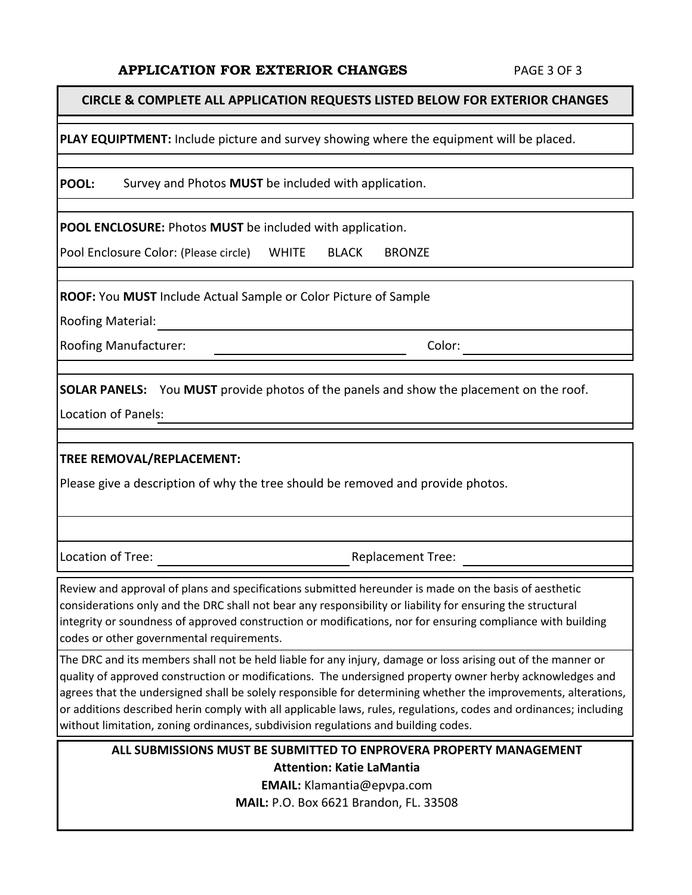## APPLICATION FOR EXTERIOR CHANGES

**CIRCLE & COMPLETE ALL APPLICATION REQUESTS LISTED BELOW FOR EXTERIOR CHANGES**

**PLAY EQUIPTMENT:** Include picture and survey showing where the equipment will be placed.

**POOL:** Survey and Photos **MUST** be included with application.

**POOL ENCLOSURE:** Photos **MUST** be included with application.

Pool Enclosure Color: (Please circle) WHITE BLACK BRONZE

**ROOF:** You **MUST** Include Actual Sample or Color Picture of Sample

Roofing Material: ______________________________

Roofing Manufacturer: ______________________________ Color: ______________________________

**SOLAR PANELS:** You **MUST** provide photos of the panels and show the placement on the roof.

Location of Panels: ______________________________

**TREE REMOVAL/REPLACEMENT:**

Please give a description of why the tree should be removed and provide photos.

______________________________

Location of Tree: ______________________________ Replacement Tree: ______________________________

Review and approval of plans and specifications submitted hereunder is made on the basis of aesthetic considerations only and the DRC shall not bear any responsibility or liability for ensuring the structural integrity or soundness of approved construction or modifications, nor for ensuring compliance with building codes or other governmental requirements.

The DRC and its members shall not be held liable for any injury, damage or loss arising out of the manner or quality of approved construction or modifications. The undersigned property owner herby acknowledges and agrees that the undersigned shall be solely responsible for determining whether the improvements, alterations, or additions described herin comply with all applicable laws, rules, regulations, codes and ordinances; including without limitation, zoning ordinances, subdivision regulations and building codes.

**ALL SUBMISSIONS MUST BE SUBMITTED TO ENPROVERA PROPERTY MANAGEMENT**

**Attention: Katie LaMantia**

**EMAIL:** Klamantia@epvpa.com

**MAIL:** P.O. Box 6621 Brandon, FL. 33508